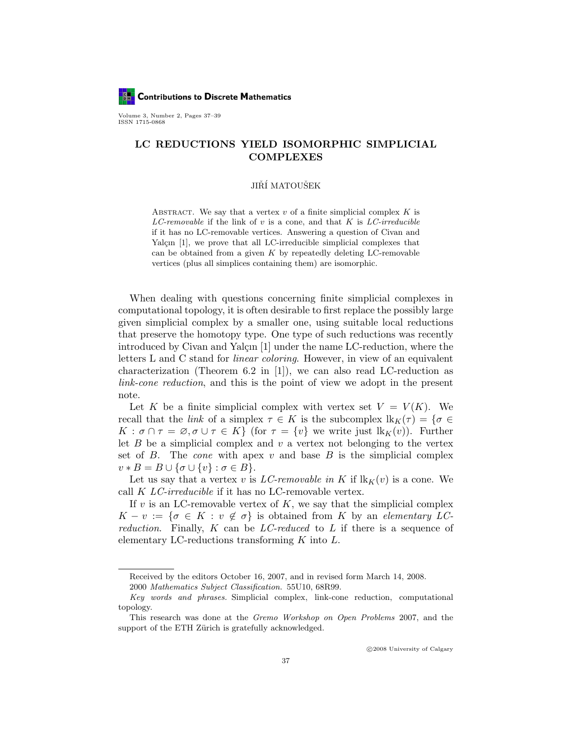# LC REDUCTIONS YIELD ISOMORPHIC SIMPLICIAL COMPLEXES

JIŘÍ MATOUŠEK

Abstract. We say that a vertex $v$ of a finite simplicial complex $K$ is *LC-removable* if the link of $v$ is a cone, and that $K$ is *LC-irreducible* if it has no LC-removable vertices. Answering a question of Civan and Yalçın [1], we prove that all LC-irreducible simplicial complexes that can be obtained from a given $K$ by repeatedly deleting LC-removable vertices (plus all simplices containing them) are isomorphic.

When dealing with questions concerning finite simplicial complexes in computational topology, it is often desirable to first replace the possibly large given simplicial complex by a smaller one, using suitable local reductions that preserve the homotopy type. One type of such reductions was recently introduced by Civan and Yalçın [1] under the name LC-reduction, where the letters L and C stand for *linear coloring*. However, in view of an equivalent characterization (Theorem 6.2 in [1]), we can also read LC-reduction as *link-cone reduction*, and this is the point of view we adopt in the present note.

Let $K$ be a finite simplicial complex with vertex set $V = V(K)$. We recall that the *link* of a simplex $\tau \in K$ is the subcomplex $\mathrm{lk}_K(\tau) = \{\sigma \in K : \sigma \cap \tau = \emptyset, \sigma \cup \tau \in K\}$ (for $\tau = \{v\}$ we write just $\mathrm{lk}_K(v)$). Further let $B$ be a simplicial complex and $v$ a vertex not belonging to the vertex set of $B$. The *cone* with apex $v$ and base $B$ is the simplicial complex $v * B = B \cup \{\sigma \cup \{v\} : \sigma \in B\}$.

Let us say that a vertex $v$ is *LC-removable in* $K$ if $\mathrm{lk}_K(v)$ is a cone. We call $K$ *LC-irreducible* if it has no LC-removable vertex.

If $v$ is an LC-removable vertex of $K$, we say that the simplicial complex $K - v := \{\sigma \in K : v \notin \sigma\}$ is obtained from $K$ by an *elementary LC-reduction*. Finally, $K$ can be *LC-reduced* to $L$ if there is a sequence of elementary LC-reductions transforming $K$ into $L$.

---

Received by the editors October 16, 2007, and in revised form March 14, 2008.

2000 *Mathematics Subject Classification.* 55U10, 68R99.

*Key words and phrases.* Simplicial complex, link-cone reduction, computational topology.

This research was done at the *Gremo Workshop on Open Problems* 2007, and the support of the ETH Zürich is gratefully acknowledged.

©2008 University of Calgary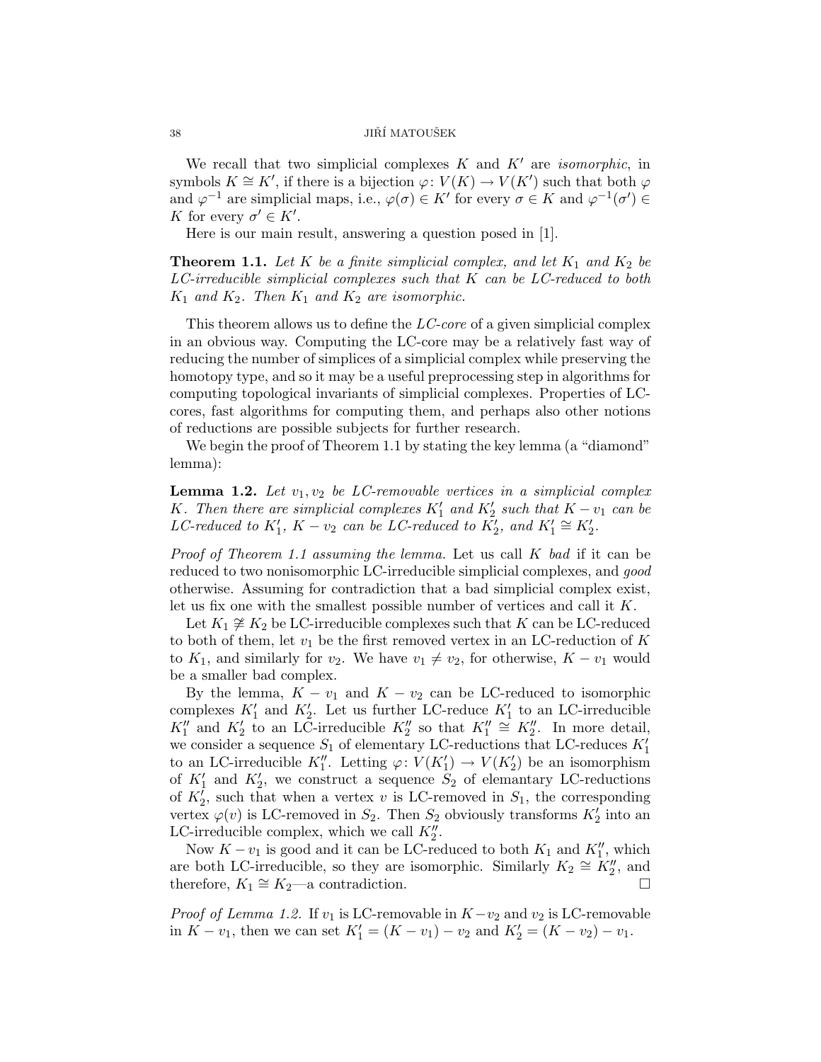We recall that two simplicial complexes $K$ and $K'$ are *isomorphic*, in symbols $K \cong K'$, if there is a bijection $\varphi\colon V(K) \to V(K')$ such that both $\varphi$ and $\varphi^{-1}$ are simplicial maps, i.e., $\varphi(\sigma) \in K'$ for every $\sigma \in K$ and $\varphi^{-1}(\sigma') \in K$ for every $\sigma' \in K'$.

Here is our main result, answering a question posed in [1].

**Theorem 1.1.** *Let $K$ be a finite simplicial complex, and let $K_1$ and $K_2$ be LC-irreducible simplicial complexes such that $K$ can be LC-reduced to both $K_1$ and $K_2$. Then $K_1$ and $K_2$ are isomorphic.*

This theorem allows us to define the *LC-core* of a given simplicial complex in an obvious way. Computing the LC-core may be a relatively fast way of reducing the number of simplices of a simplicial complex while preserving the homotopy type, and so it may be a useful preprocessing step in algorithms for computing topological invariants of simplicial complexes. Properties of LC-cores, fast algorithms for computing them, and perhaps also other notions of reductions are possible subjects for further research.

We begin the proof of Theorem 1.1 by stating the key lemma (a "diamond" lemma):

**Lemma 1.2.** *Let $v_1, v_2$ be LC-removable vertices in a simplicial complex $K$. Then there are simplicial complexes $K_1'$ and $K_2'$ such that $K - v_1$ can be LC-reduced to $K_1'$, $K - v_2$ can be LC-reduced to $K_2'$, and $K_1' \cong K_2'$.*

*Proof of Theorem 1.1 assuming the lemma.* Let us call $K$ *bad* if it can be reduced to two nonisomorphic LC-irreducible simplicial complexes, and *good* otherwise. Assuming for contradiction that a bad simplicial complex exist, let us fix one with the smallest possible number of vertices and call it $K$.

Let $K_1 \not\cong K_2$ be LC-irreducible complexes such that $K$ can be LC-reduced to both of them, let $v_1$ be the first removed vertex in an LC-reduction of $K$ to $K_1$, and similarly for $v_2$. We have $v_1 \neq v_2$, for otherwise, $K - v_1$ would be a smaller bad complex.

By the lemma, $K - v_1$ and $K - v_2$ can be LC-reduced to isomorphic complexes $K_1'$ and $K_2'$. Let us further LC-reduce $K_1'$ to an LC-irreducible $K_1''$ and $K_2'$ to an LC-irreducible $K_2''$ so that $K_1'' \cong K_2''$. In more detail, we consider a sequence $S_1$ of elementary LC-reductions that LC-reduces $K_1'$ to an LC-irreducible $K_1''$. Letting $\varphi\colon V(K_1') \to V(K_2')$ be an isomorphism of $K_1'$ and $K_2'$, we construct a sequence $S_2$ of elemantary LC-reductions of $K_2'$, such that when a vertex $v$ is LC-removed in $S_1$, the corresponding vertex $\varphi(v)$ is LC-removed in $S_2$. Then $S_2$ obviously transforms $K_2'$ into an LC-irreducible complex, which we call $K_2''$.

Now $K - v_1$ is good and it can be LC-reduced to both $K_1$ and $K_1''$, which are both LC-irreducible, so they are isomorphic. Similarly $K_2 \cong K_2''$, and therefore, $K_1 \cong K_2$—a contradiction. $\square$

*Proof of Lemma 1.2.* If $v_1$ is LC-removable in $K - v_2$ and $v_2$ is LC-removable in $K - v_1$, then we can set $K_1' = (K - v_1) - v_2$ and $K_2' = (K - v_2) - v_1$.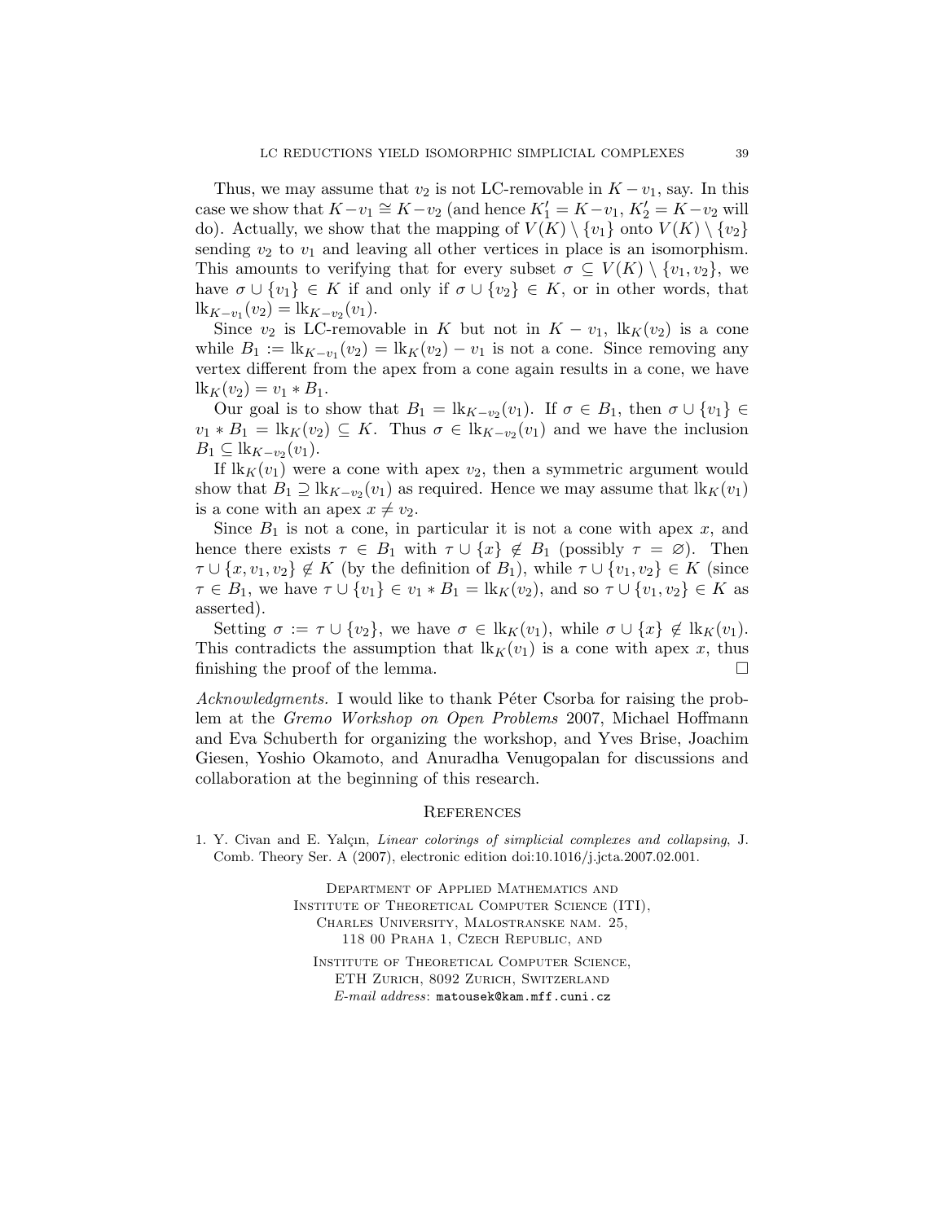Thus, we may assume that $v_2$ is not LC-removable in $K - v_1$, say. In this case we show that $K - v_1 \cong K - v_2$ (and hence $K_1' = K - v_1$, $K_2' = K - v_2$ will do). Actually, we show that the mapping of $V(K) \setminus \{v_1\}$ onto $V(K) \setminus \{v_2\}$ sending $v_2$ to $v_1$ and leaving all other vertices in place is an isomorphism. This amounts to verifying that for every subset $\sigma \subseteq V(K) \setminus \{v_1, v_2\}$, we have $\sigma \cup \{v_1\} \in K$ if and only if $\sigma \cup \{v_2\} \in K$, or in other words, that $\mathrm{lk}_{K-v_1}(v_2) = \mathrm{lk}_{K-v_2}(v_1)$.

Since $v_2$ is LC-removable in $K$ but not in $K - v_1$, $\mathrm{lk}_K(v_2)$ is a cone while $B_1 := \mathrm{lk}_{K-v_1}(v_2) = \mathrm{lk}_K(v_2) - v_1$ is not a cone. Since removing any vertex different from the apex from a cone again results in a cone, we have $\mathrm{lk}_K(v_2) = v_1 * B_1$.

Our goal is to show that $B_1 = \mathrm{lk}_{K-v_2}(v_1)$. If $\sigma \in B_1$, then $\sigma \cup \{v_1\} \in v_1 * B_1 = \mathrm{lk}_K(v_2) \subseteq K$. Thus $\sigma \in \mathrm{lk}_{K-v_2}(v_1)$ and we have the inclusion $B_1 \subseteq \mathrm{lk}_{K-v_2}(v_1)$.

If $\mathrm{lk}_K(v_1)$ were a cone with apex $v_2$, then a symmetric argument would show that $B_1 \supseteq \mathrm{lk}_{K-v_2}(v_1)$ as required. Hence we may assume that $\mathrm{lk}_K(v_1)$ is a cone with an apex $x \neq v_2$.

Since $B_1$ is not a cone, in particular it is not a cone with apex $x$, and hence there exists $\tau \in B_1$ with $\tau \cup \{x\} \notin B_1$ (possibly $\tau = \varnothing$). Then $\tau \cup \{x, v_1, v_2\} \notin K$ (by the definition of $B_1$), while $\tau \cup \{v_1, v_2\} \in K$ (since $\tau \in B_1$, we have $\tau \cup \{v_1\} \in v_1 * B_1 = \mathrm{lk}_K(v_2)$, and so $\tau \cup \{v_1, v_2\} \in K$ as asserted).

Setting $\sigma := \tau \cup \{v_2\}$, we have $\sigma \in \mathrm{lk}_K(v_1)$, while $\sigma \cup \{x\} \notin \mathrm{lk}_K(v_1)$. This contradicts the assumption that $\mathrm{lk}_K(v_1)$ is a cone with apex $x$, thus finishing the proof of the lemma. □

*Acknowledgments.* I would like to thank Péter Csorba for raising the problem at the *Gremo Workshop on Open Problems* 2007, Michael Hoffmann and Eva Schuberth for organizing the workshop, and Yves Brise, Joachim Giesen, Yoshio Okamoto, and Anuradha Venugopalan for discussions and collaboration at the beginning of this research.

## References

1. Y. Civan and E. Yalçın, *Linear colorings of simplicial complexes and collapsing*, J. Comb. Theory Ser. A (2007), electronic edition doi:10.1016/j.jcta.2007.02.001.

Department of Applied Mathematics and Institute of Theoretical Computer Science (ITI), Charles University, Malostranske nam. 25, 118 00 Praha 1, Czech Republic, and

Institute of Theoretical Computer Science, ETH Zurich, 8092 Zurich, Switzerland

*E-mail address*: matousek@kam.mff.cuni.cz